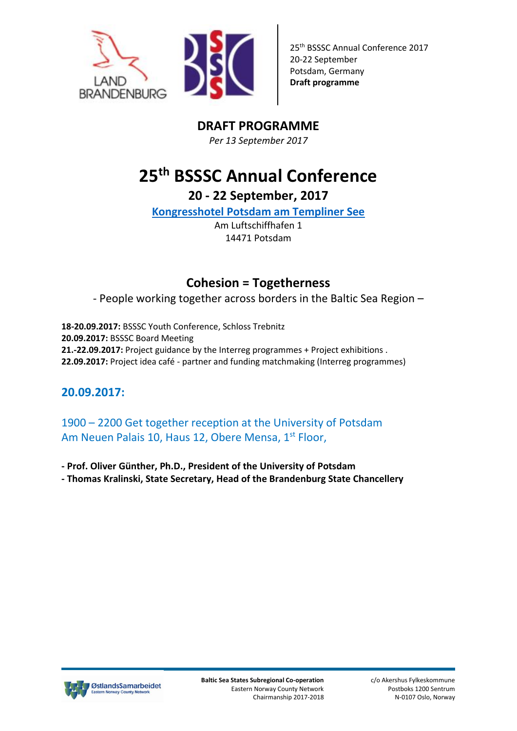25th BSSSC Annual Conference 2017
20-22 September
Potsdam, Germany
**Draft programme**

# DRAFT PROGRAMME

*Per 13 September 2017*

# 25th BSSSC Annual Conference

## 20 - 22 September, 2017

**Kongresshotel Potsdam am Templiner See**

Am Luftschiffhafen 1
14471 Potsdam

## Cohesion = Togetherness

- People working together across borders in the Baltic Sea Region –

**18-20.09.2017:** BSSSC Youth Conference, Schloss Trebnitz
**20.09.2017:** BSSSC Board Meeting
**21.-22.09.2017:** Project guidance by the Interreg programmes + Project exhibitions .
**22.09.2017:** Project idea café - partner and funding matchmaking (Interreg programmes)

## 20.09.2017:

### 1900 – 2200 Get together reception at the University of Potsdam Am Neuen Palais 10, Haus 12, Obere Mensa, 1st Floor,

**- Prof. Oliver Günther, Ph.D., President of the University of Potsdam**
**- Thomas Kralinski, State Secretary, Head of the Brandenburg State Chancellery**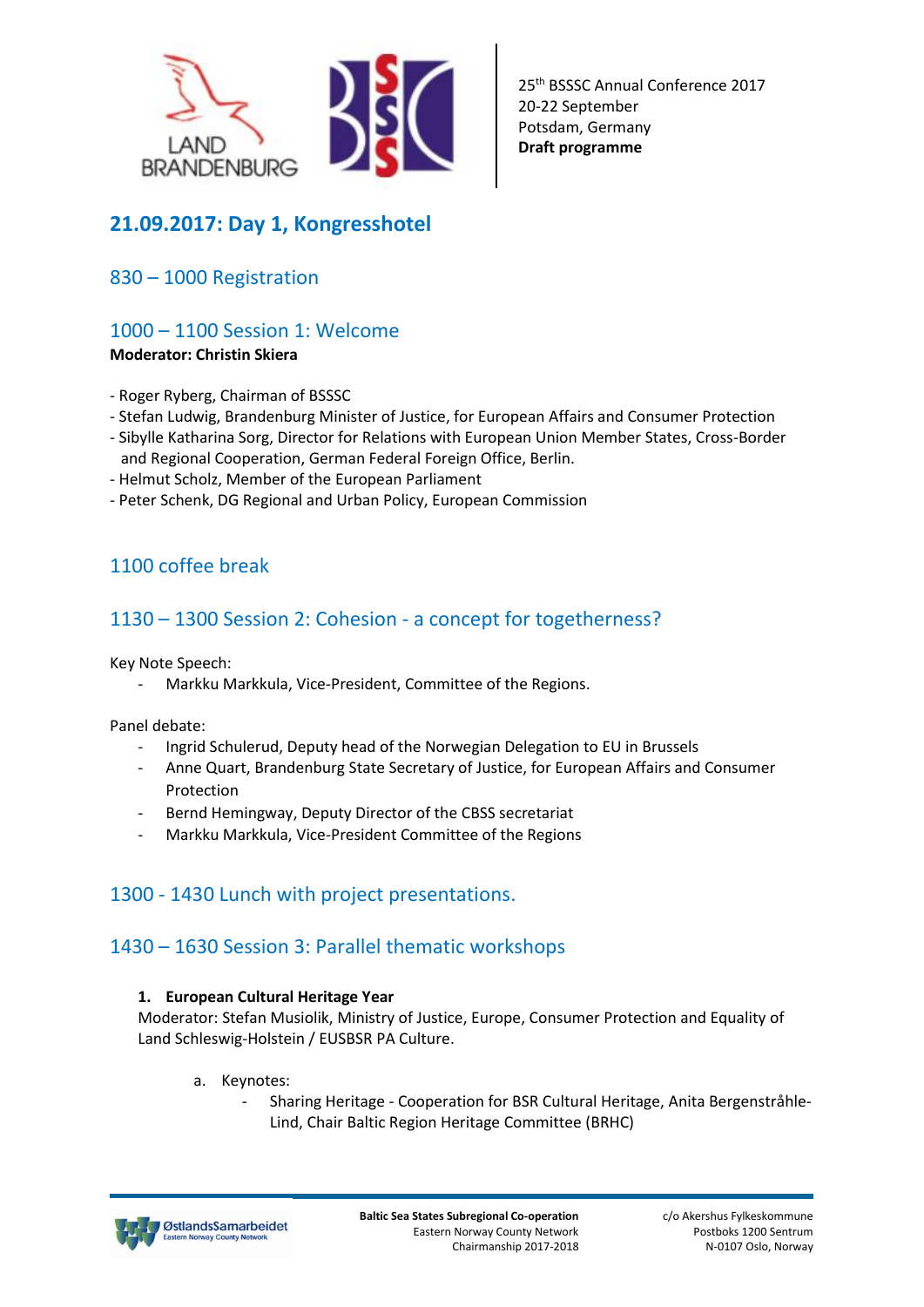25th BSSSC Annual Conference 2017
20-22 September
Potsdam, Germany
**Draft programme**

## 21.09.2017: Day 1, Kongresshotel

### 830 – 1000 Registration

### 1000 – 1100 Session 1: Welcome

**Moderator: Christin Skiera**

- Roger Ryberg, Chairman of BSSSC
- Stefan Ludwig, Brandenburg Minister of Justice, for European Affairs and Consumer Protection
- Sibylle Katharina Sorg, Director for Relations with European Union Member States, Cross-Border and Regional Cooperation, German Federal Foreign Office, Berlin.
- Helmut Scholz, Member of the European Parliament
- Peter Schenk, DG Regional and Urban Policy, European Commission

### 1100 coffee break

### 1130 – 1300 Session 2: Cohesion - a concept for togetherness?

Key Note Speech:

- Markku Markkula, Vice-President, Committee of the Regions.

Panel debate:

- Ingrid Schulerud, Deputy head of the Norwegian Delegation to EU in Brussels
- Anne Quart, Brandenburg State Secretary of Justice, for European Affairs and Consumer Protection
- Bernd Hemingway, Deputy Director of the CBSS secretariat
- Markku Markkula, Vice-President Committee of the Regions

### 1300 - 1430 Lunch with project presentations.

### 1430 – 1630 Session 3: Parallel thematic workshops

1. **European Cultural Heritage Year**
   Moderator: Stefan Musiolik, Ministry of Justice, Europe, Consumer Protection and Equality of Land Schleswig-Holstein / EUSBSR PA Culture.

   a. Keynotes:
      - Sharing Heritage - Cooperation for BSR Cultural Heritage, Anita Bergenstråhle-Lind, Chair Baltic Region Heritage Committee (BRHC)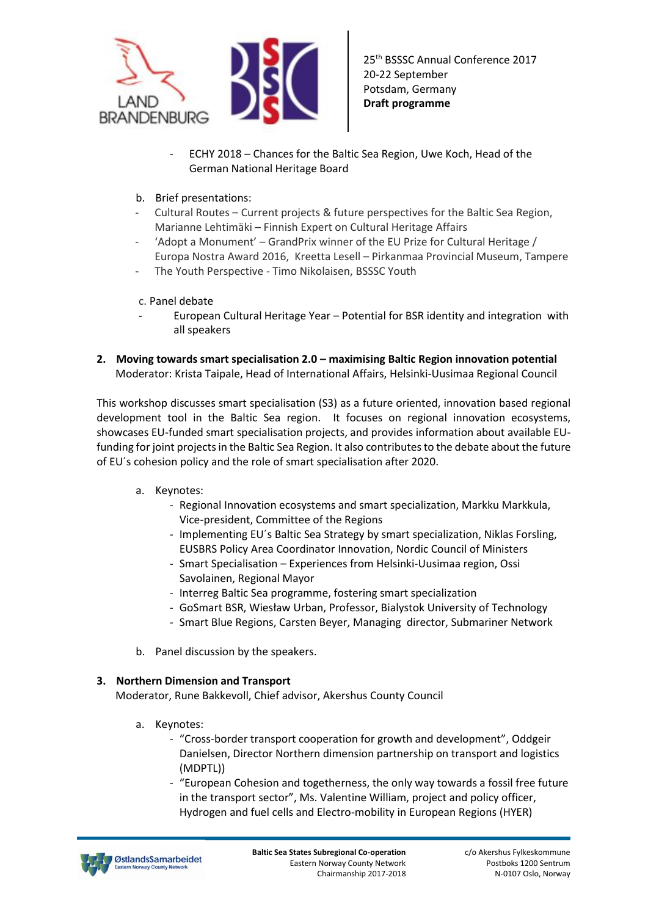- ECHY 2018 – Chances for the Baltic Sea Region, Uwe Koch, Head of the German National Heritage Board

b. Brief presentations:

- Cultural Routes – Current projects & future perspectives for the Baltic Sea Region, Marianne Lehtimäki – Finnish Expert on Cultural Heritage Affairs
- 'Adopt a Monument' – GrandPrix winner of the EU Prize for Cultural Heritage / Europa Nostra Award 2016, Kreetta Lesell – Pirkanmaa Provincial Museum, Tampere
- The Youth Perspective - Timo Nikolaisen, BSSSC Youth

c. Panel debate

- European Cultural Heritage Year – Potential for BSR identity and integration with all speakers

**2. Moving towards smart specialisation 2.0 – maximising Baltic Region innovation potential**
Moderator: Krista Taipale, Head of International Affairs, Helsinki-Uusimaa Regional Council

This workshop discusses smart specialisation (S3) as a future oriented, innovation based regional development tool in the Baltic Sea region. It focuses on regional innovation ecosystems, showcases EU-funded smart specialisation projects, and provides information about available EU-funding for joint projects in the Baltic Sea Region. It also contributes to the debate about the future of EU´s cohesion policy and the role of smart specialisation after 2020.

a. Keynotes:
   - Regional Innovation ecosystems and smart specialization, Markku Markkula, Vice-president, Committee of the Regions
   - Implementing EU´s Baltic Sea Strategy by smart specialization, Niklas Forsling, EUSBRS Policy Area Coordinator Innovation, Nordic Council of Ministers
   - Smart Specialisation – Experiences from Helsinki-Uusimaa region, Ossi Savolainen, Regional Mayor
   - Interreg Baltic Sea programme, fostering smart specialization
   - GoSmart BSR, Wiesław Urban, Professor, Bialystok University of Technology
   - Smart Blue Regions, Carsten Beyer, Managing director, Submariner Network

b. Panel discussion by the speakers.

**3. Northern Dimension and Transport**
Moderator, Rune Bakkevoll, Chief advisor, Akershus County Council

a. Keynotes:
   - "Cross-border transport cooperation for growth and development", Oddgeir Danielsen, Director Northern dimension partnership on transport and logistics (MDPTL))
   - "European Cohesion and togetherness, the only way towards a fossil free future in the transport sector", Ms. Valentine William, project and policy officer, Hydrogen and fuel cells and Electro-mobility in European Regions (HYER)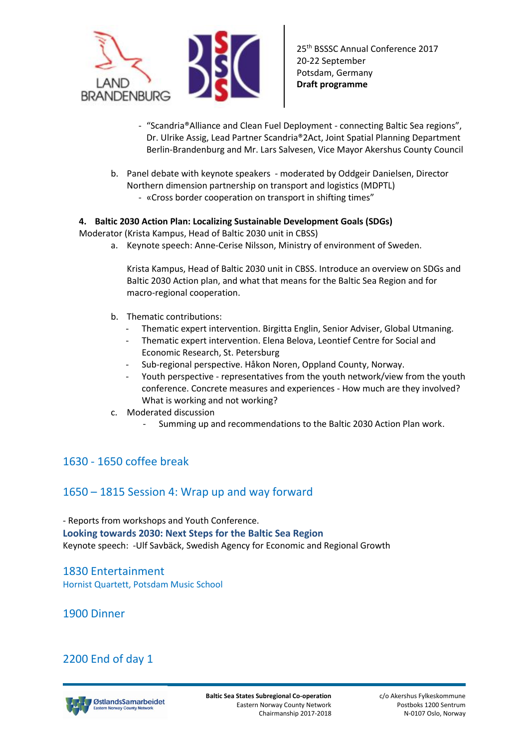- "Scandria®Alliance and Clean Fuel Deployment - connecting Baltic Sea regions", Dr. Ulrike Assig, Lead Partner Scandria®2Act, Joint Spatial Planning Department Berlin-Brandenburg and Mr. Lars Salvesen, Vice Mayor Akershus County Council

b. Panel debate with keynote speakers - moderated by Oddgeir Danielsen, Director Northern dimension partnership on transport and logistics (MDPTL)
   - «Cross border cooperation on transport in shifting times"

**4. Baltic 2030 Action Plan: Localizing Sustainable Development Goals (SDGs)**

Moderator (Krista Kampus, Head of Baltic 2030 unit in CBSS)

a. Keynote speech: Anne-Cerise Nilsson, Ministry of environment of Sweden.

   Krista Kampus, Head of Baltic 2030 unit in CBSS. Introduce an overview on SDGs and Baltic 2030 Action plan, and what that means for the Baltic Sea Region and for macro-regional cooperation.

b. Thematic contributions:
   - Thematic expert intervention. Birgitta Englin, Senior Adviser, Global Utmaning.
   - Thematic expert intervention. Elena Belova, Leontief Centre for Social and Economic Research, St. Petersburg
   - Sub-regional perspective. Håkon Noren, Oppland County, Norway.
   - Youth perspective - representatives from the youth network/view from the youth conference. Concrete measures and experiences - How much are they involved? What is working and not working?

c. Moderated discussion
   - Summing up and recommendations to the Baltic 2030 Action Plan work.

## 1630 - 1650 coffee break

## 1650 – 1815 Session 4: Wrap up and way forward

- Reports from workshops and Youth Conference.

**Looking towards 2030: Next Steps for the Baltic Sea Region**

Keynote speech: -Ulf Savbäck, Swedish Agency for Economic and Regional Growth

## 1830 Entertainment

Hornist Quartett, Potsdam Music School

## 1900 Dinner

## 2200 End of day 1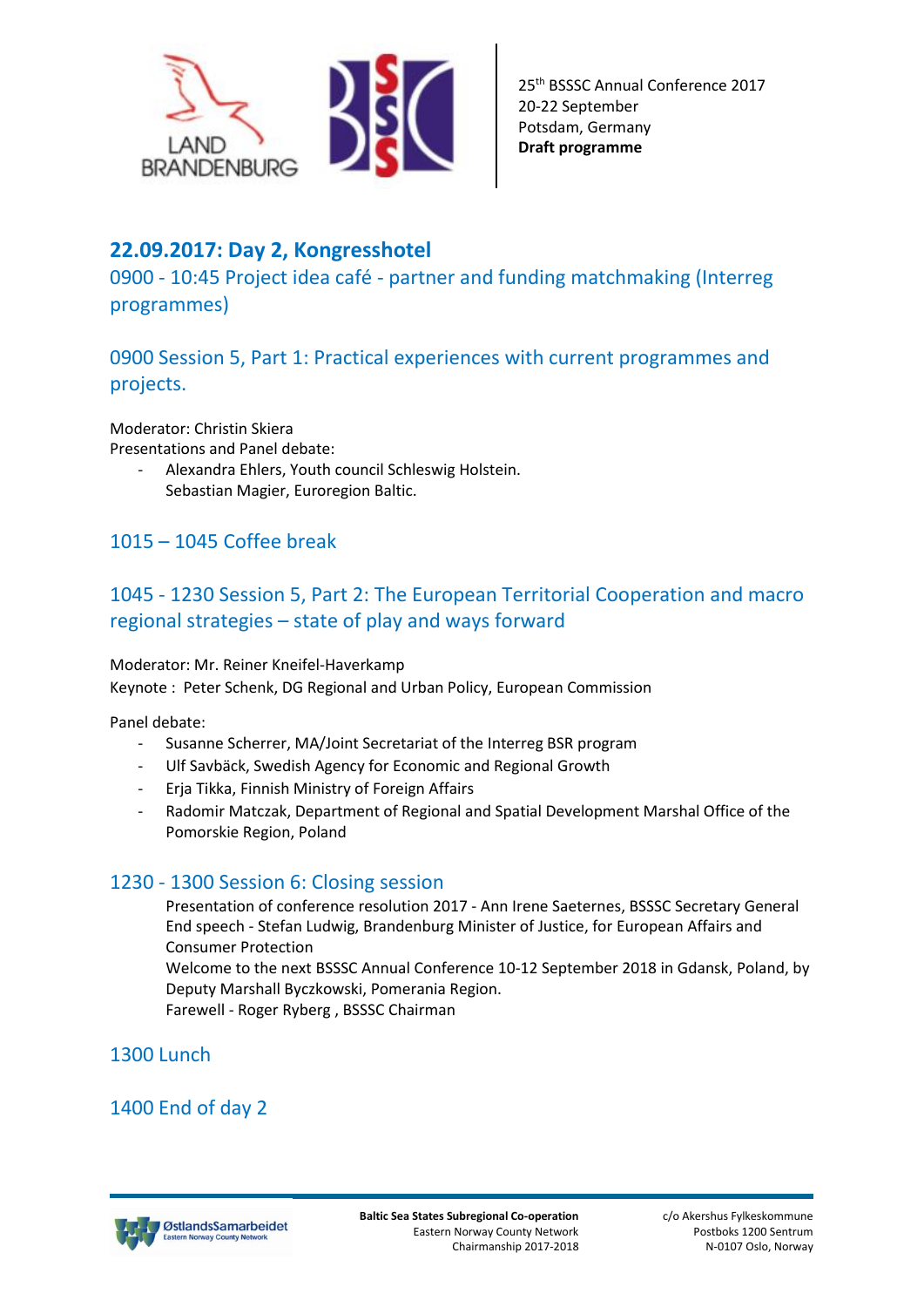25th BSSSC Annual Conference 2017
20-22 September
Potsdam, Germany
**Draft programme**

## 22.09.2017: Day 2, Kongresshotel

### 0900 - 10:45 Project idea café - partner and funding matchmaking (Interreg programmes)

### 0900 Session 5, Part 1: Practical experiences with current programmes and projects.

Moderator: Christin Skiera
Presentations and Panel debate:

- Alexandra Ehlers, Youth council Schleswig Holstein.
  Sebastian Magier, Euroregion Baltic.

### 1015 – 1045 Coffee break

### 1045 - 1230 Session 5, Part 2: The European Territorial Cooperation and macro regional strategies – state of play and ways forward

Moderator: Mr. Reiner Kneifel-Haverkamp
Keynote : Peter Schenk, DG Regional and Urban Policy, European Commission

Panel debate:

- Susanne Scherrer, MA/Joint Secretariat of the Interreg BSR program
- Ulf Savbäck, Swedish Agency for Economic and Regional Growth
- Erja Tikka, Finnish Ministry of Foreign Affairs
- Radomir Matczak, Department of Regional and Spatial Development Marshal Office of the Pomorskie Region, Poland

### 1230 - 1300 Session 6: Closing session

Presentation of conference resolution 2017 - Ann Irene Saeternes, BSSSC Secretary General
End speech - Stefan Ludwig, Brandenburg Minister of Justice, for European Affairs and Consumer Protection
Welcome to the next BSSSC Annual Conference 10-12 September 2018 in Gdansk, Poland, by Deputy Marshall Byczkowski, Pomerania Region.
Farewell - Roger Ryberg , BSSSC Chairman

### 1300 Lunch

### 1400 End of day 2

**Baltic Sea States Subregional Co-operation**
Eastern Norway County Network
Chairmanship 2017-2018

c/o Akershus Fylkeskommune
Postboks 1200 Sentrum
N-0107 Oslo, Norway